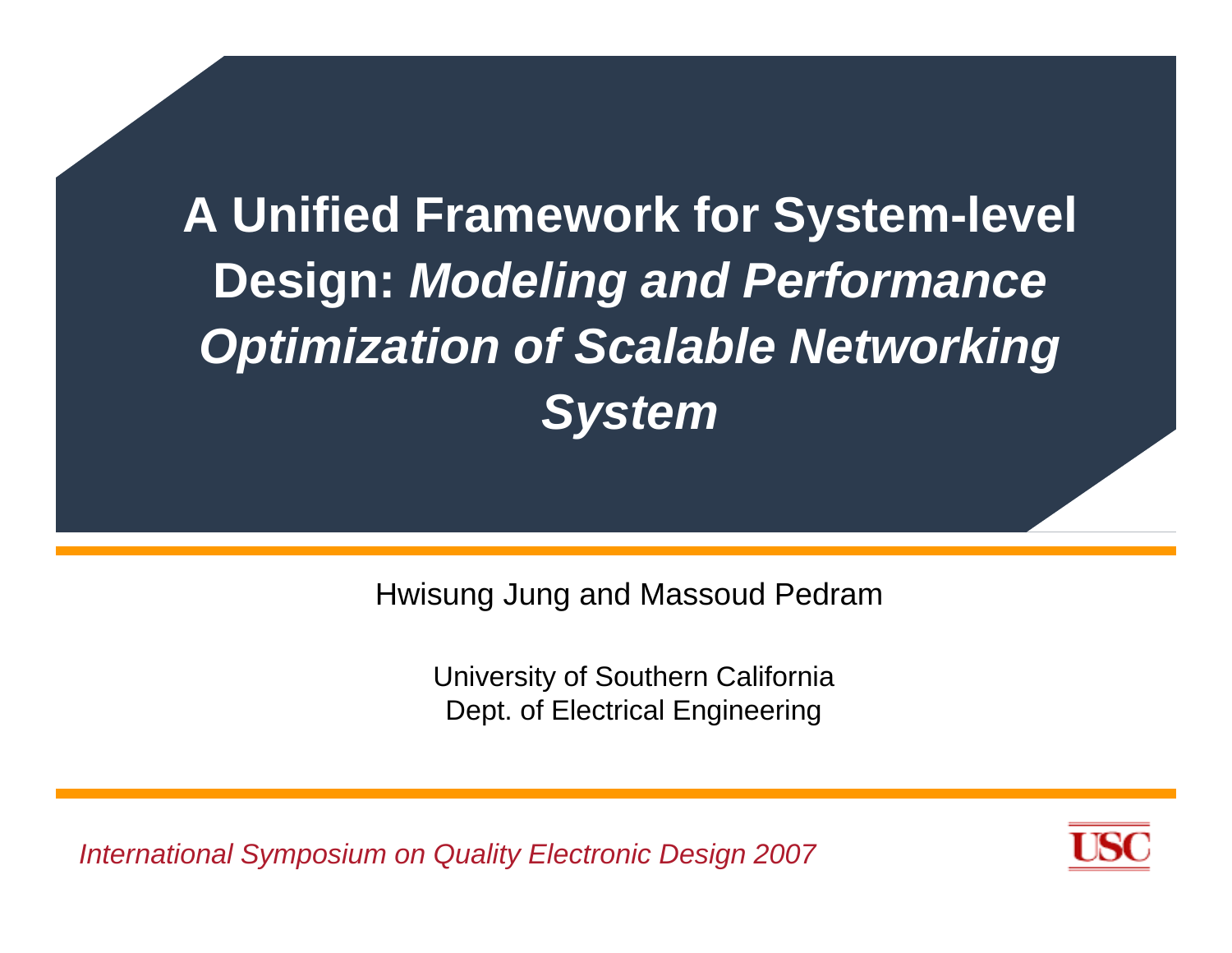# A Unified Framework for System-level Design: *Modeling and Performance Optimization of Scalable Networking System*

Hwisung Jung and Massoud Pedram

University of Southern California
Dept. of Electrical Engineering

*International Symposium on Quality Electronic Design 2007*

USC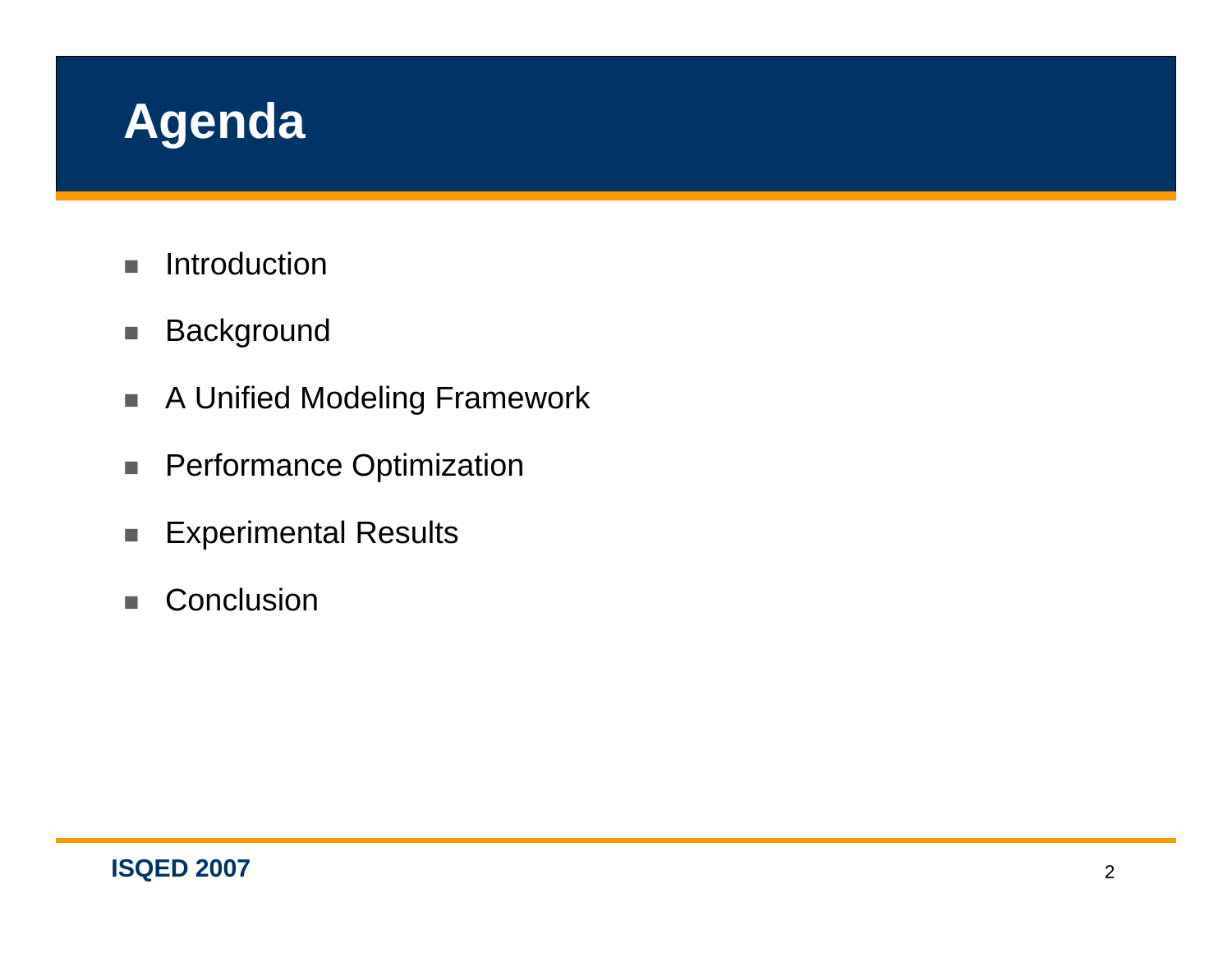# Agenda

- Introduction
- Background
- A Unified Modeling Framework
- Performance Optimization
- Experimental Results
- Conclusion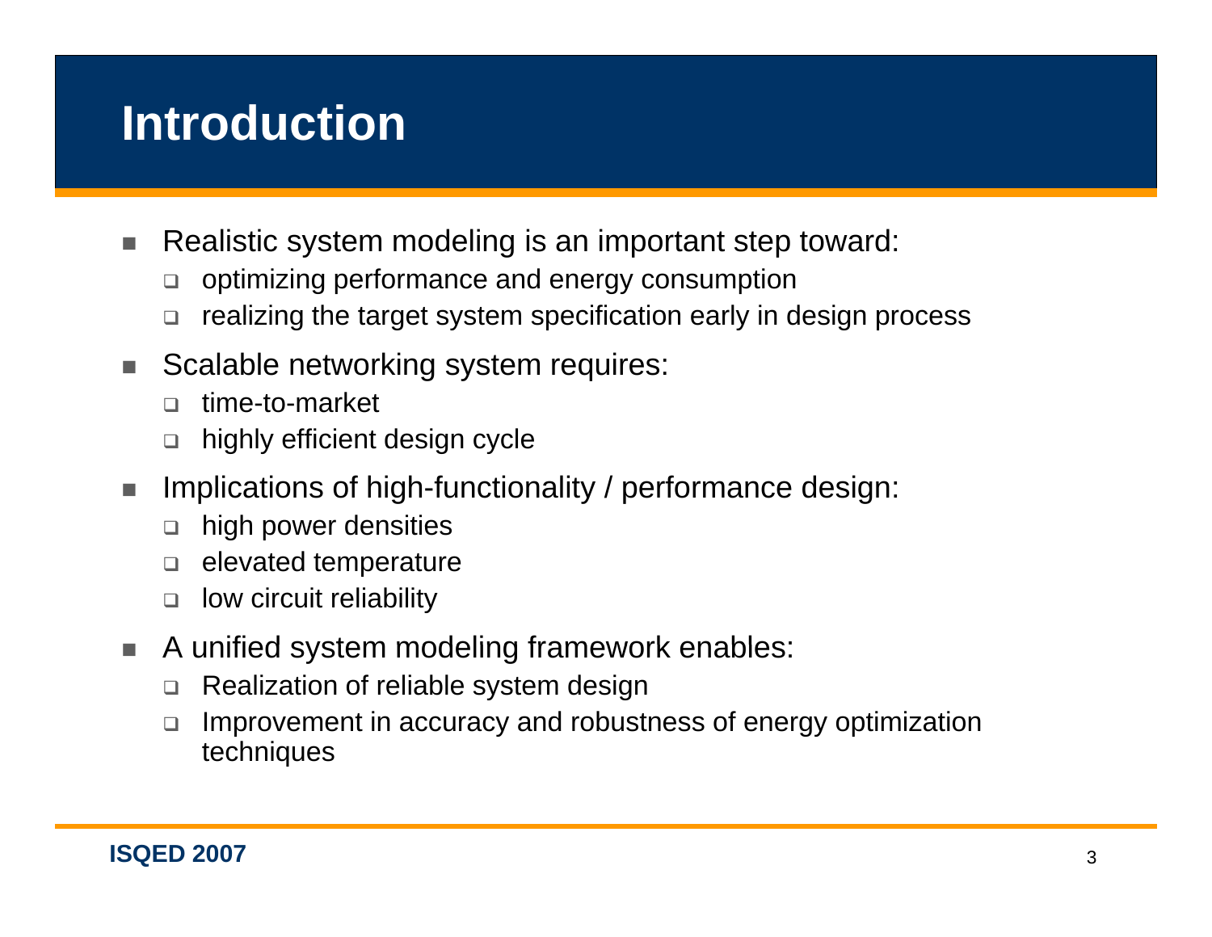# Introduction

- Realistic system modeling is an important step toward:
  - optimizing performance and energy consumption
  - realizing the target system specification early in design process
- Scalable networking system requires:
  - time-to-market
  - highly efficient design cycle
- Implications of high-functionality / performance design:
  - high power densities
  - elevated temperature
  - low circuit reliability
- A unified system modeling framework enables:
  - Realization of reliable system design
  - Improvement in accuracy and robustness of energy optimization techniques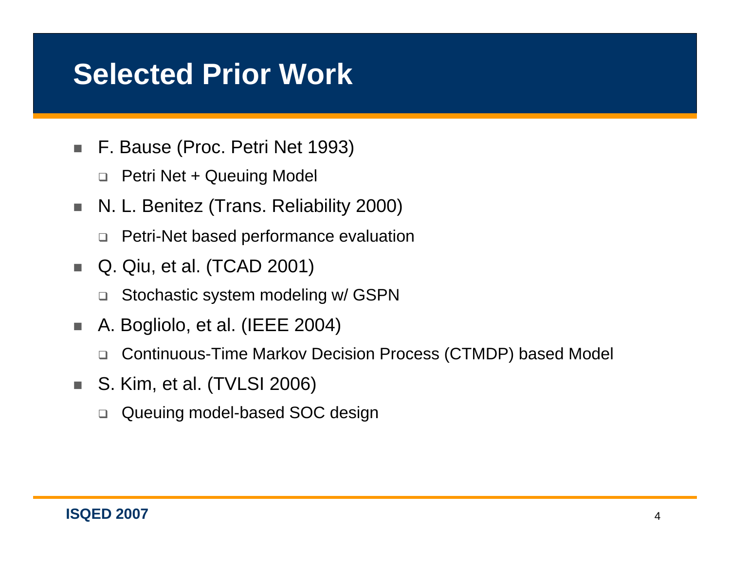# Selected Prior Work

- F. Bause (Proc. Petri Net 1993)
  - Petri Net + Queuing Model
- N. L. Benitez (Trans. Reliability 2000)
  - Petri-Net based performance evaluation
- Q. Qiu, et al. (TCAD 2001)
  - Stochastic system modeling w/ GSPN
- A. Bogliolo, et al. (IEEE 2004)
  - Continuous-Time Markov Decision Process (CTMDP) based Model
- S. Kim, et al. (TVLSI 2006)
  - Queuing model-based SOC design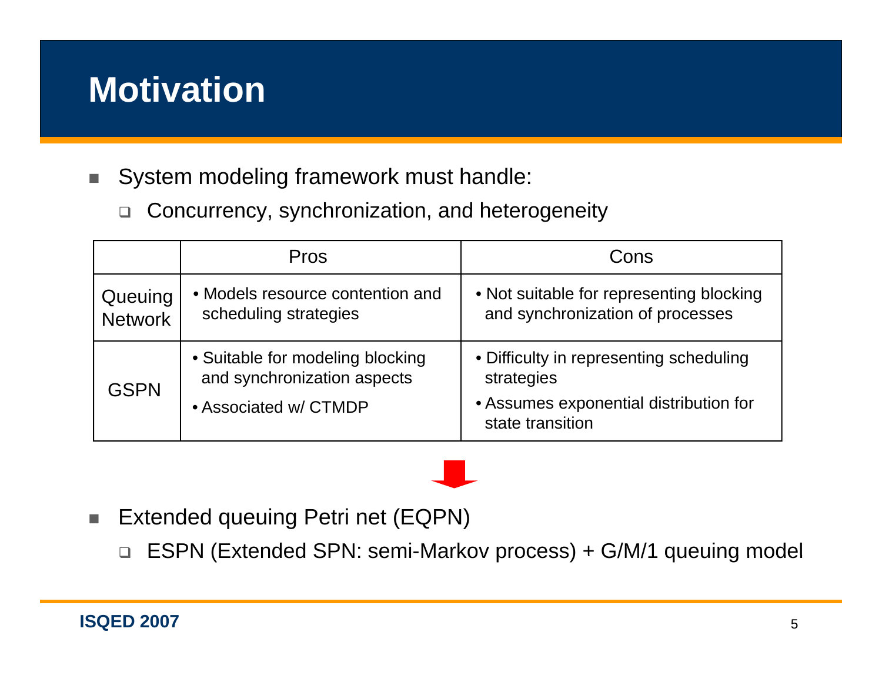# Motivation

- System modeling framework must handle:
  - Concurrency, synchronization, and heterogeneity

| | Pros | Cons |
|---|---|---|
| Queuing Network | • Models resource contention and scheduling strategies | • Not suitable for representing blocking and synchronization of processes |
| GSPN | • Suitable for modeling blocking and synchronization aspects<br>• Associated w/ CTMDP | • Difficulty in representing scheduling strategies<br>• Assumes exponential distribution for state transition |

- Extended queuing Petri net (EQPN)
  - ESPN (Extended SPN: semi-Markov process) + G/M/1 queuing model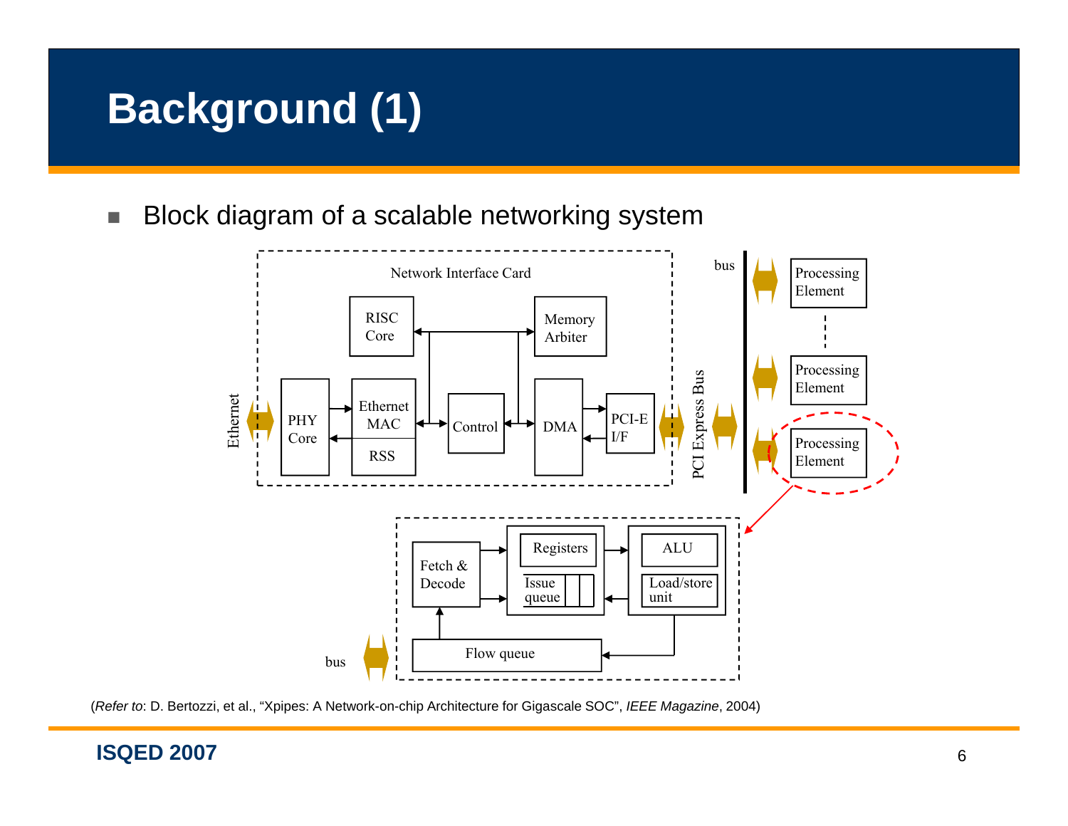# Background (1)

- Block diagram of a scalable networking system

(*Refer to*: D. Bertozzi, et al., "Xpipes: A Network-on-chip Architecture for Gigascale SOC", *IEEE Magazine*, 2004)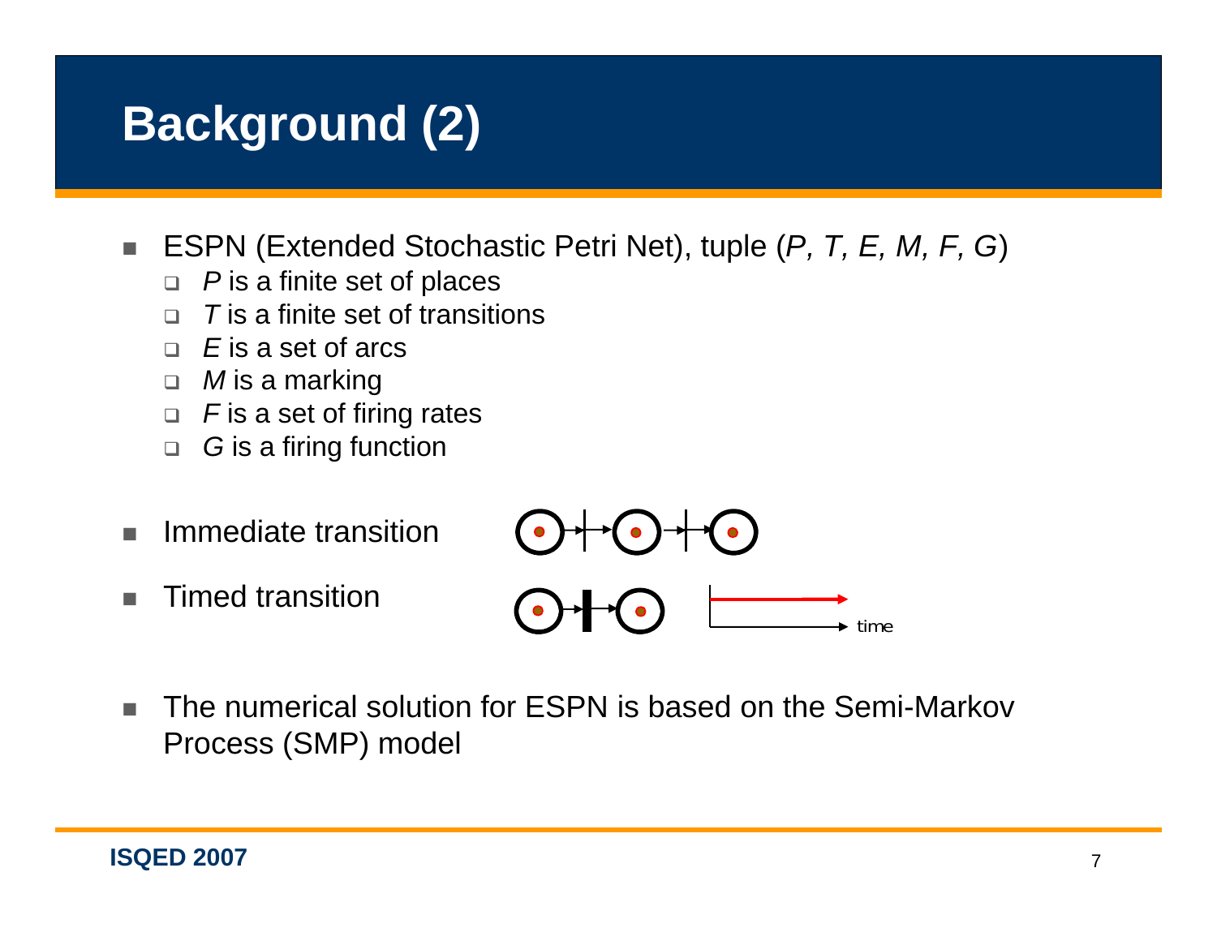# Background (2)

- ESPN (Extended Stochastic Petri Net), tuple (*P, T, E, M, F, G*)
  - *P* is a finite set of places
  - *T* is a finite set of transitions
  - *E* is a set of arcs
  - *M* is a marking
  - *F* is a set of firing rates
  - *G* is a firing function

- Immediate transition

- Timed transition

- The numerical solution for ESPN is based on the Semi-Markov Process (SMP) model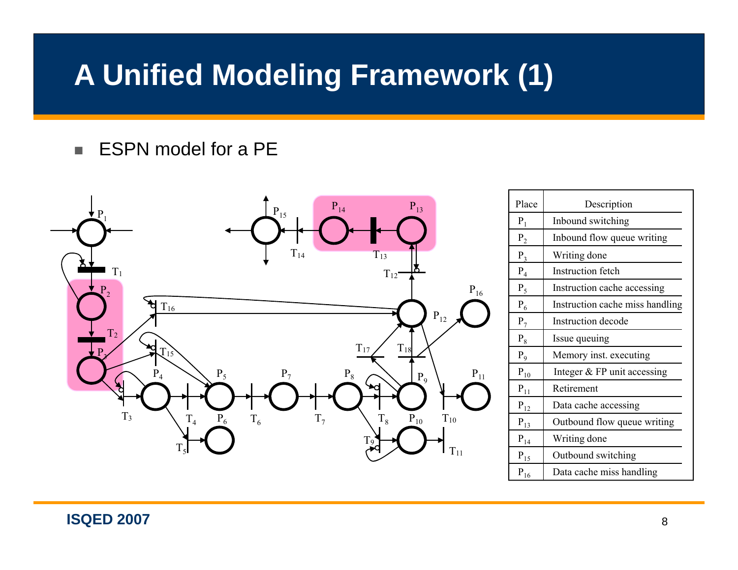# A Unified Modeling Framework (1)

- ESPN model for a PE

| Place | Description |
|---|---|
| $P_1$ | Inbound switching |
| $P_2$ | Inbound flow queue writing |
| $P_3$ | Writing done |
| $P_4$ | Instruction fetch |
| $P_5$ | Instruction cache accessing |
| $P_6$ | Instruction cache miss handling |
| $P_7$ | Instruction decode |
| $P_8$ | Issue queuing |
| $P_9$ | Memory inst. executing |
| $P_{10}$ | Integer & FP unit accessing |
| $P_{11}$ | Retirement |
| $P_{12}$ | Data cache accessing |
| $P_{13}$ | Outbound flow queue writing |
| $P_{14}$ | Writing done |
| $P_{15}$ | Outbound switching |
| $P_{16}$ | Data cache miss handling |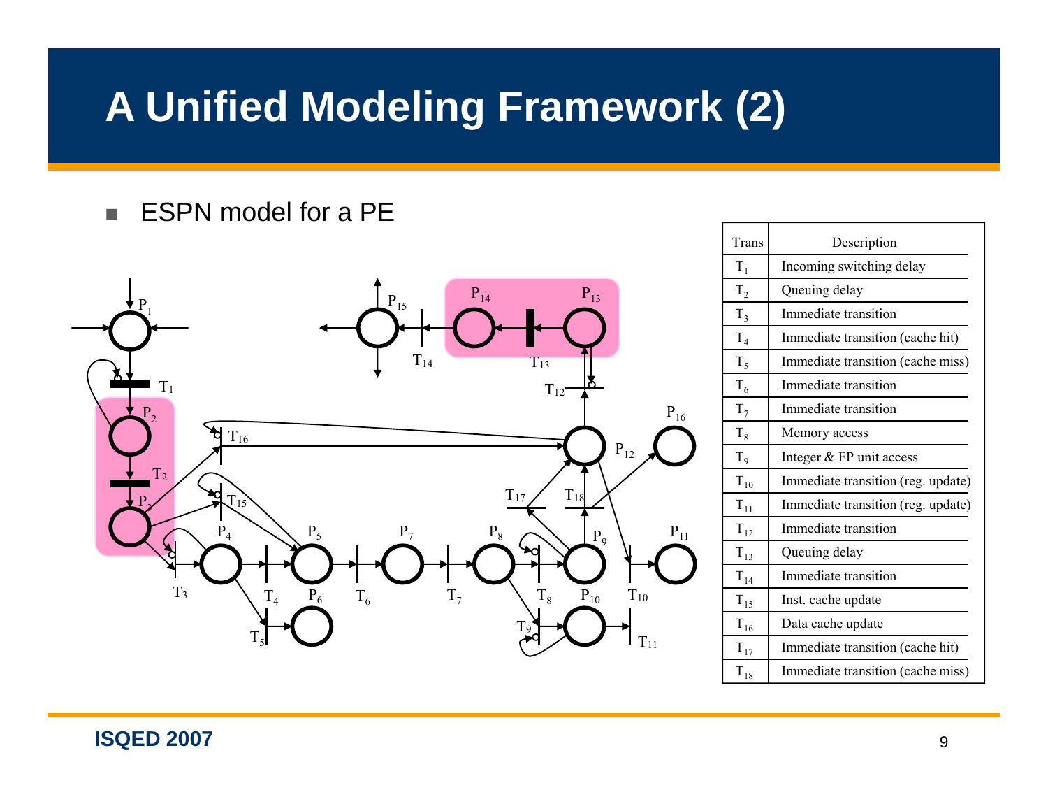# A Unified Modeling Framework (2)

- ESPN model for a PE

| Trans | Description |
|---|---|
| $T_1$ | Incoming switching delay |
| $T_2$ | Queuing delay |
| $T_3$ | Immediate transition |
| $T_4$ | Immediate transition (cache hit) |
| $T_5$ | Immediate transition (cache miss) |
| $T_6$ | Immediate transition |
| $T_7$ | Immediate transition |
| $T_8$ | Memory access |
| $T_9$ | Integer & FP unit access |
| $T_{10}$ | Immediate transition (reg. update) |
| $T_{11}$ | Immediate transition (reg. update) |
| $T_{12}$ | Immediate transition |
| $T_{13}$ | Queuing delay |
| $T_{14}$ | Immediate transition |
| $T_{15}$ | Inst. cache update |
| $T_{16}$ | Data cache update |
| $T_{17}$ | Immediate transition (cache hit) |
| $T_{18}$ | Immediate transition (cache miss) |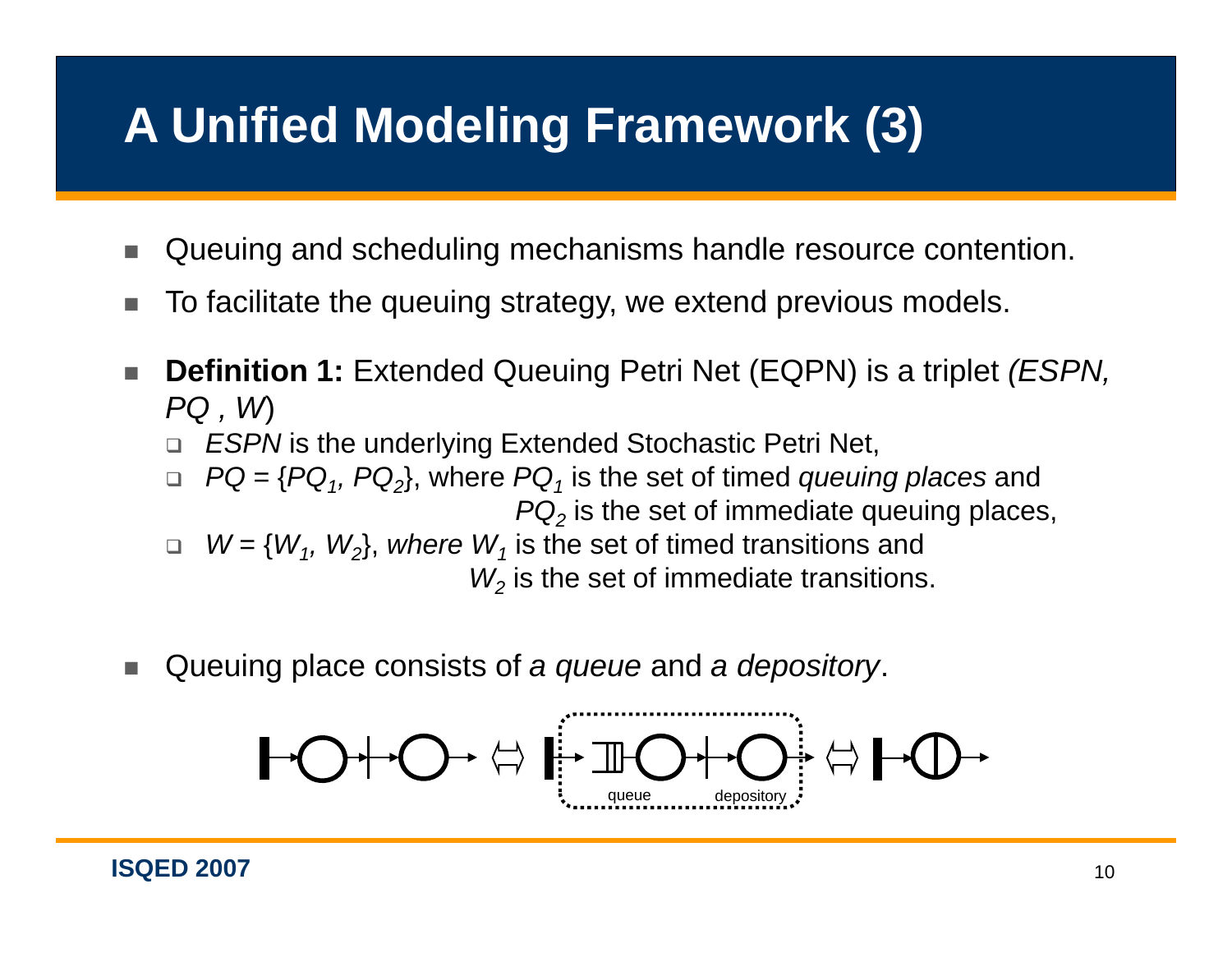# A Unified Modeling Framework (3)

- Queuing and scheduling mechanisms handle resource contention.
- To facilitate the queuing strategy, we extend previous models.
- **Definition 1:** Extended Queuing Petri Net (EQPN) is a triplet *(ESPN, PQ , W)*
  - *ESPN* is the underlying Extended Stochastic Petri Net,
  - $PQ = \{PQ_1, PQ_2\}$, where $PQ_1$ is the set of timed *queuing places* and $PQ_2$ is the set of immediate queuing places,
  - $W = \{W_1, W_2\}$, *where* $W_1$ is the set of timed transitions and $W_2$ is the set of immediate transitions.
- Queuing place consists of *a queue* and *a depository*.

queue depository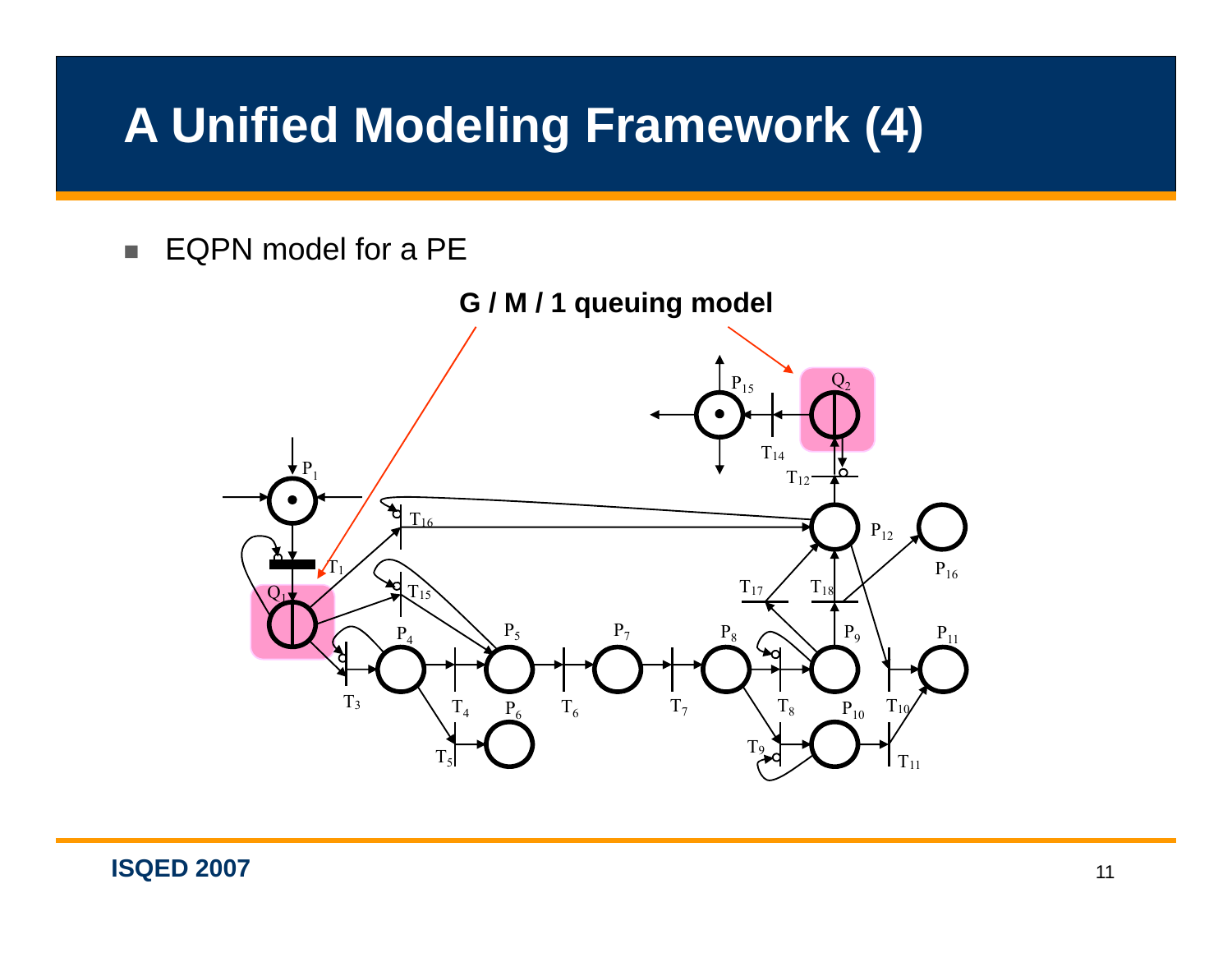# A Unified Modeling Framework (4)

- EQPN model for a PE

**G / M / 1 queuing model**

$P_{15}$ $Q_2$ $T_{14}$ $T_{12}$ $P_1$ $T_{16}$ $P_{12}$ $P_{16}$ $T_1$ $Q_1$ $T_{15}$ $T_{17}$ $T_{18}$ $P_4$ $P_5$ $P_7$ $P_8$ $P_9$ $P_{11}$ $T_3$ $T_4$ $P_6$ $T_6$ $T_7$ $T_8$ $P_{10}$ $T_{10}$ $T_5$ $T_9$ $T_{11}$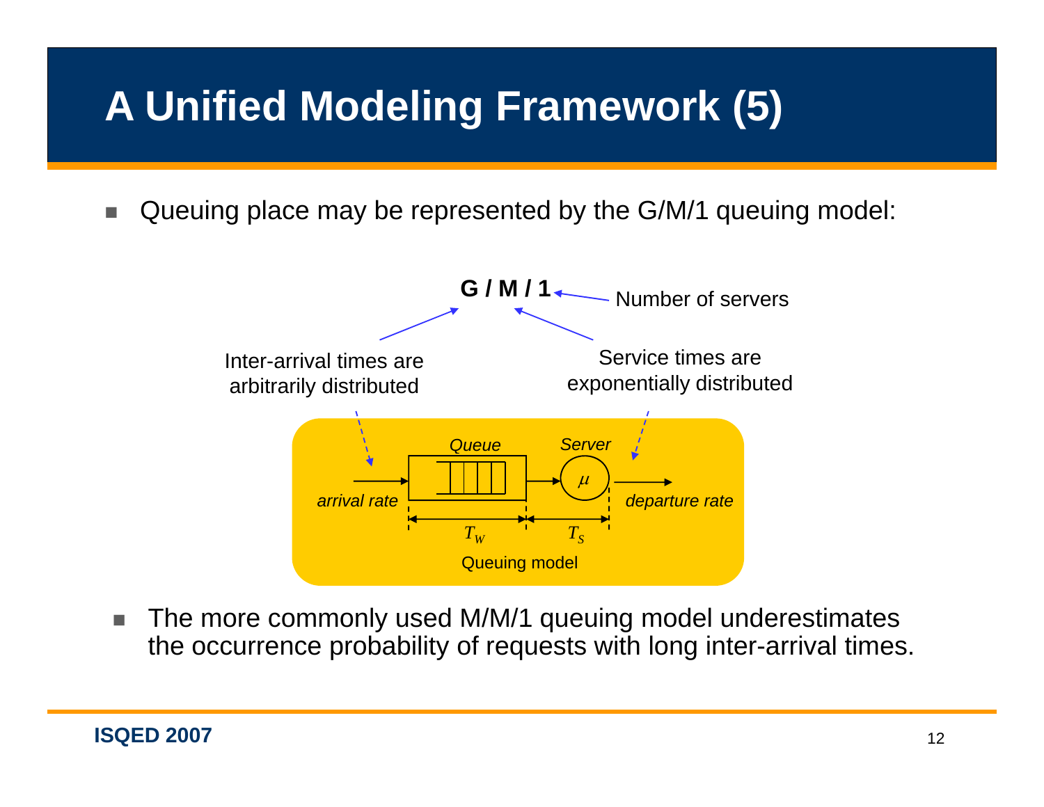# A Unified Modeling Framework (5)

- Queuing place may be represented by the G/M/1 queuing model:

**G / M / 1** ← Number of servers

Inter-arrival times are arbitrarily distributed

Service times are exponentially distributed

*Queue* *Server* $\mu$

*arrival rate* *departure rate*

$T_W$ $T_S$

Queuing model

- The more commonly used M/M/1 queuing model underestimates the occurrence probability of requests with long inter-arrival times.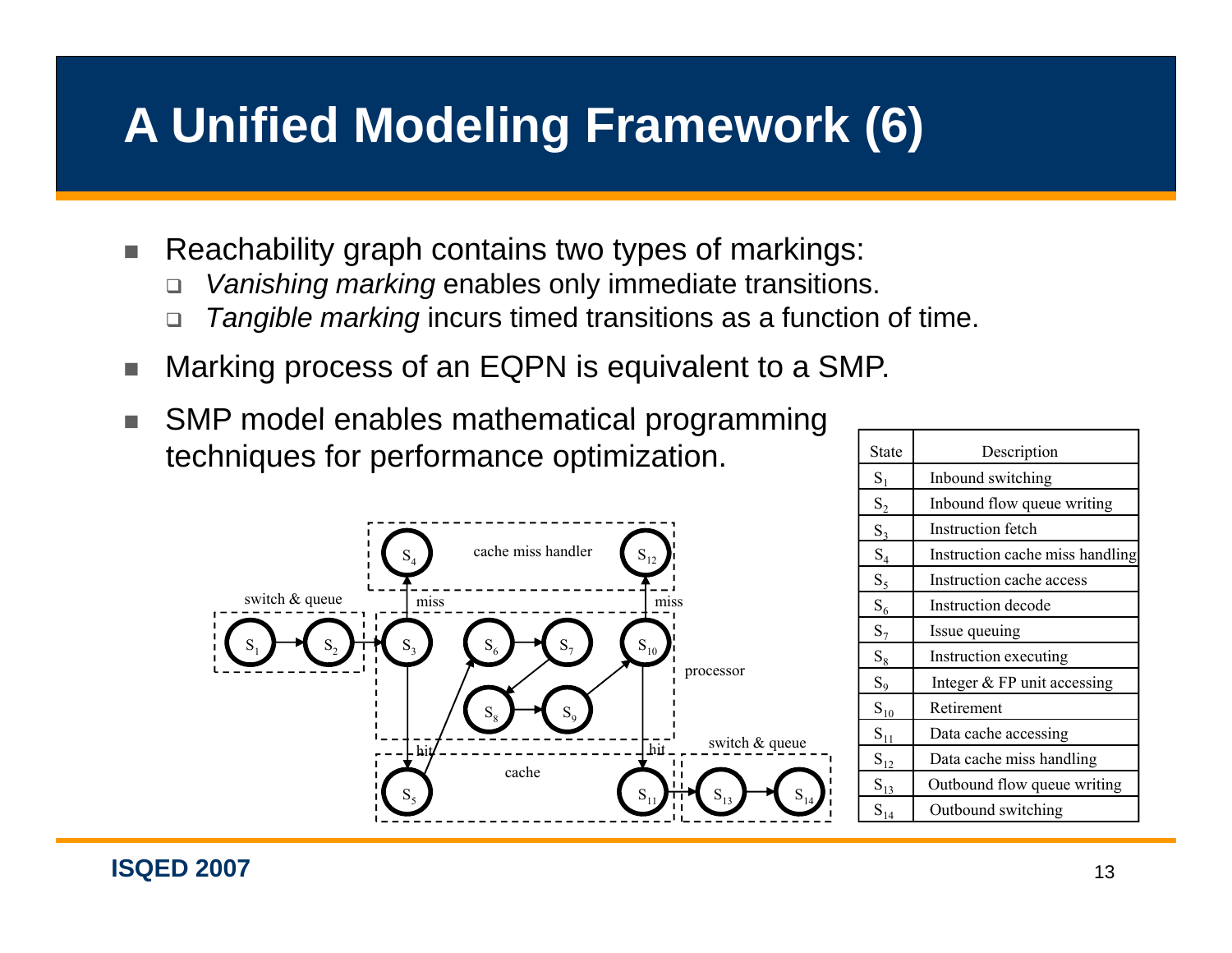# A Unified Modeling Framework (6)

- Reachability graph contains two types of markings:
  - *Vanishing marking* enables only immediate transitions.
  - *Tangible marking* incurs timed transitions as a function of time.
- Marking process of an EQPN is equivalent to a SMP.
- SMP model enables mathematical programming techniques for performance optimization.

| State | Description |
|---|---|
| $S_1$ | Inbound switching |
| $S_2$ | Inbound flow queue writing |
| $S_3$ | Instruction fetch |
| $S_4$ | Instruction cache miss handling |
| $S_5$ | Instruction cache access |
| $S_6$ | Instruction decode |
| $S_7$ | Issue queuing |
| $S_8$ | Instruction executing |
| $S_9$ | Integer & FP unit accessing |
| $S_{10}$ | Retirement |
| $S_{11}$ | Data cache accessing |
| $S_{12}$ | Data cache miss handling |
| $S_{13}$ | Outbound flow queue writing |
| $S_{14}$ | Outbound switching |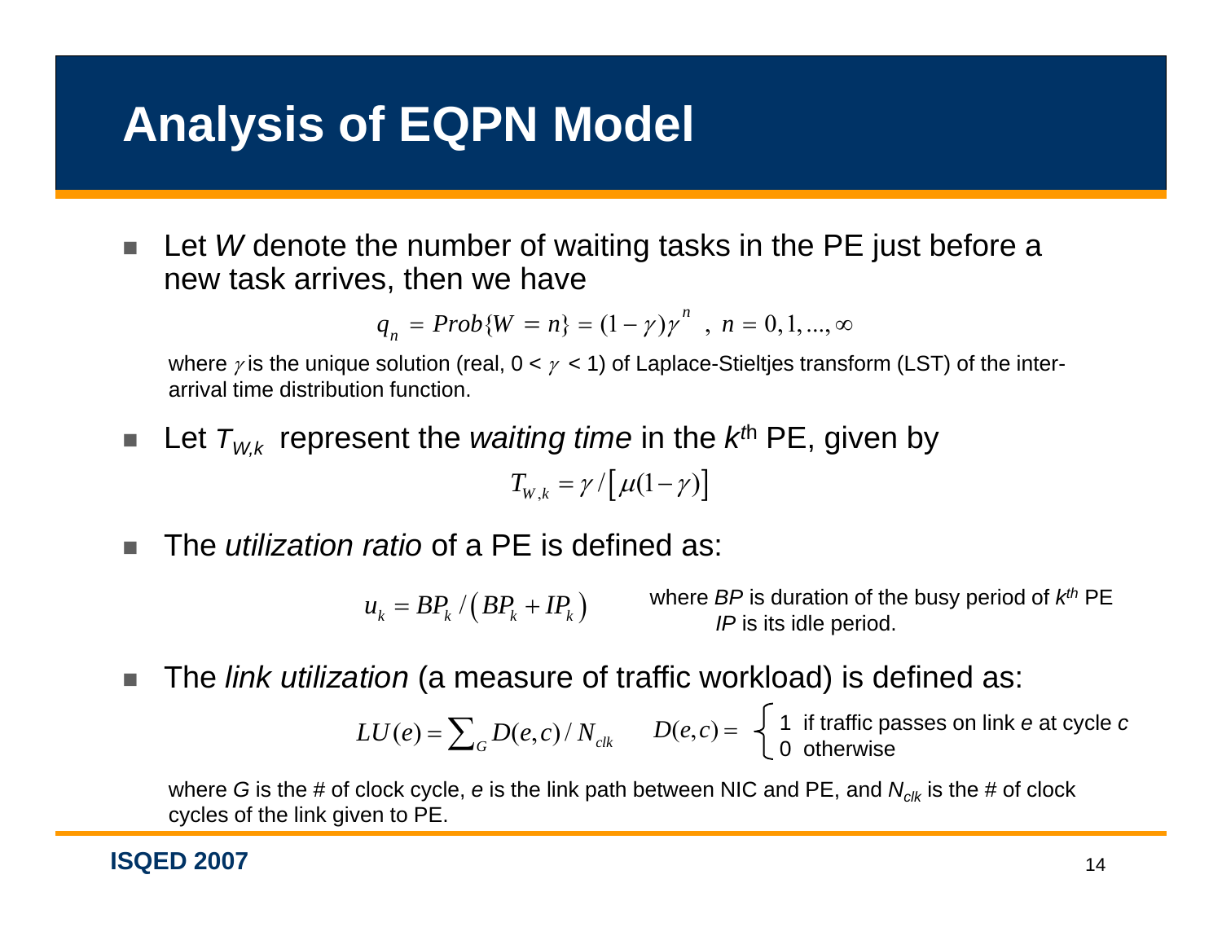# Analysis of EQPN Model

- Let *W* denote the number of waiting tasks in the PE just before a new task arrives, then we have

$$q_n = Prob\{W = n\} = (1-\gamma)\gamma^n \ , \ n = 0, 1, ..., \infty$$

where $\gamma$ is the unique solution (real, $0 < \gamma < 1$) of Laplace-Stieltjes transform (LST) of the inter-arrival time distribution function.

- Let $T_{W,k}$ represent the *waiting time* in the $k^{th}$ PE, given by

$$T_{W,k} = \gamma / \left[ \mu(1-\gamma) \right]$$

- The *utilization ratio* of a PE is defined as:

$$u_k = BP_k / \left( BP_k + IP_k \right)$$

where *BP* is duration of the busy period of $k^{th}$ PE, *IP* is its idle period.

- The *link utilization* (a measure of traffic workload) is defined as:

$$LU(e) = \sum_G D(e,c) / N_{clk} \qquad D(e,c) = \begin{cases} 1 & \text{if traffic passes on link } e \text{ at cycle } c \\ 0 & \text{otherwise} \end{cases}$$

where *G* is the # of clock cycle, *e* is the link path between NIC and PE, and $N_{clk}$ is the # of clock cycles of the link given to PE.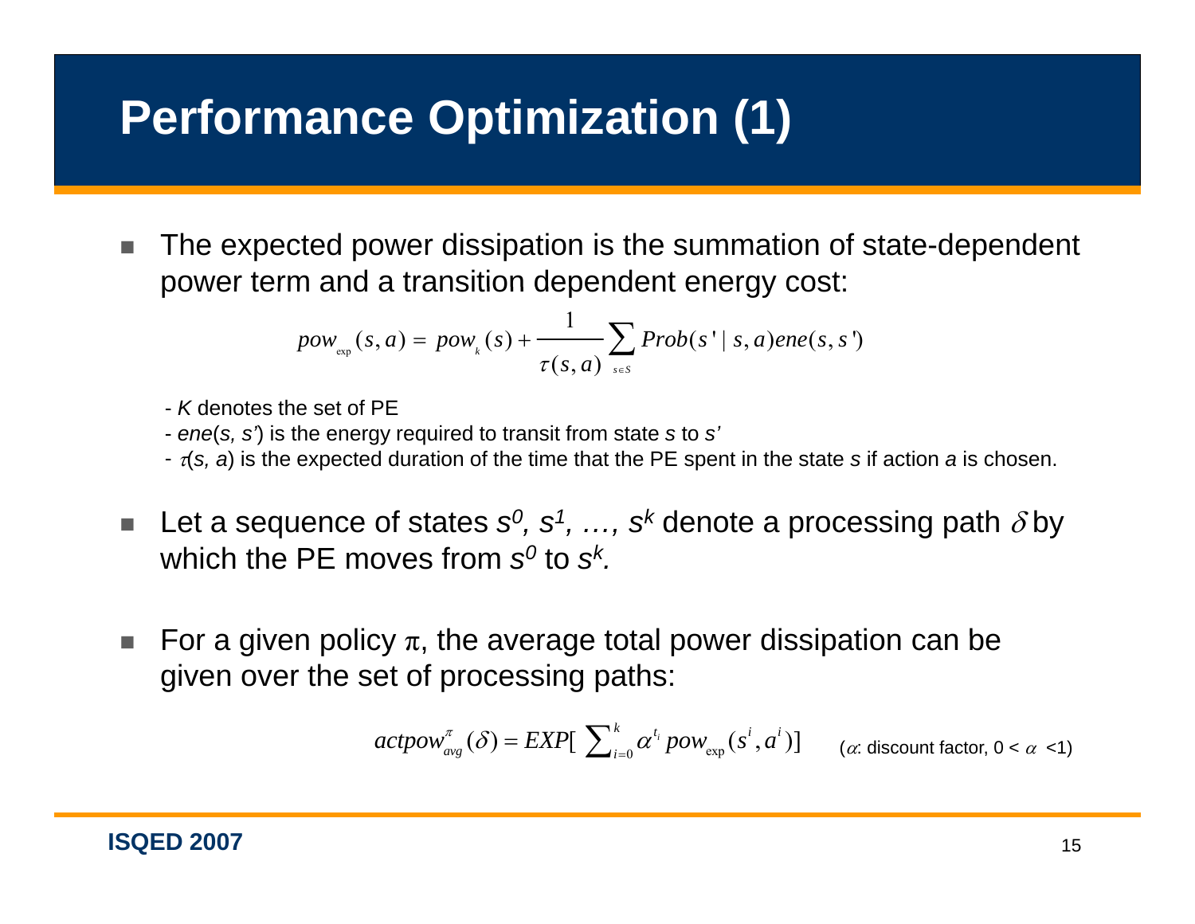# Performance Optimization (1)

- The expected power dissipation is the summation of state-dependent power term and a transition dependent energy cost:

$$pow_{\exp}(s,a) = pow_{k}(s) + \frac{1}{\tau(s,a)} \sum_{s \in S} Prob(s' \mid s,a) ene(s,s')$$

  - $K$ denotes the set of PE
  - $ene(s, s')$ is the energy required to transit from state $s$ to $s'$
  - $\tau(s, a)$ is the expected duration of the time that the PE spent in the state $s$ if action $a$ is chosen.

- Let a sequence of states $s^0, s^1, \ldots, s^k$ denote a processing path $\delta$ by which the PE moves from $s^0$ to $s^k$.

- For a given policy $\pi$, the average total power dissipation can be given over the set of processing paths:

$$actpow_{avg}^{\pi}(\delta) = EXP[\ \sum_{i=0}^{k} \alpha^{t_i} pow_{\exp}(s^i, a^i)]$$

($\alpha$: discount factor, $0 < \alpha < 1$)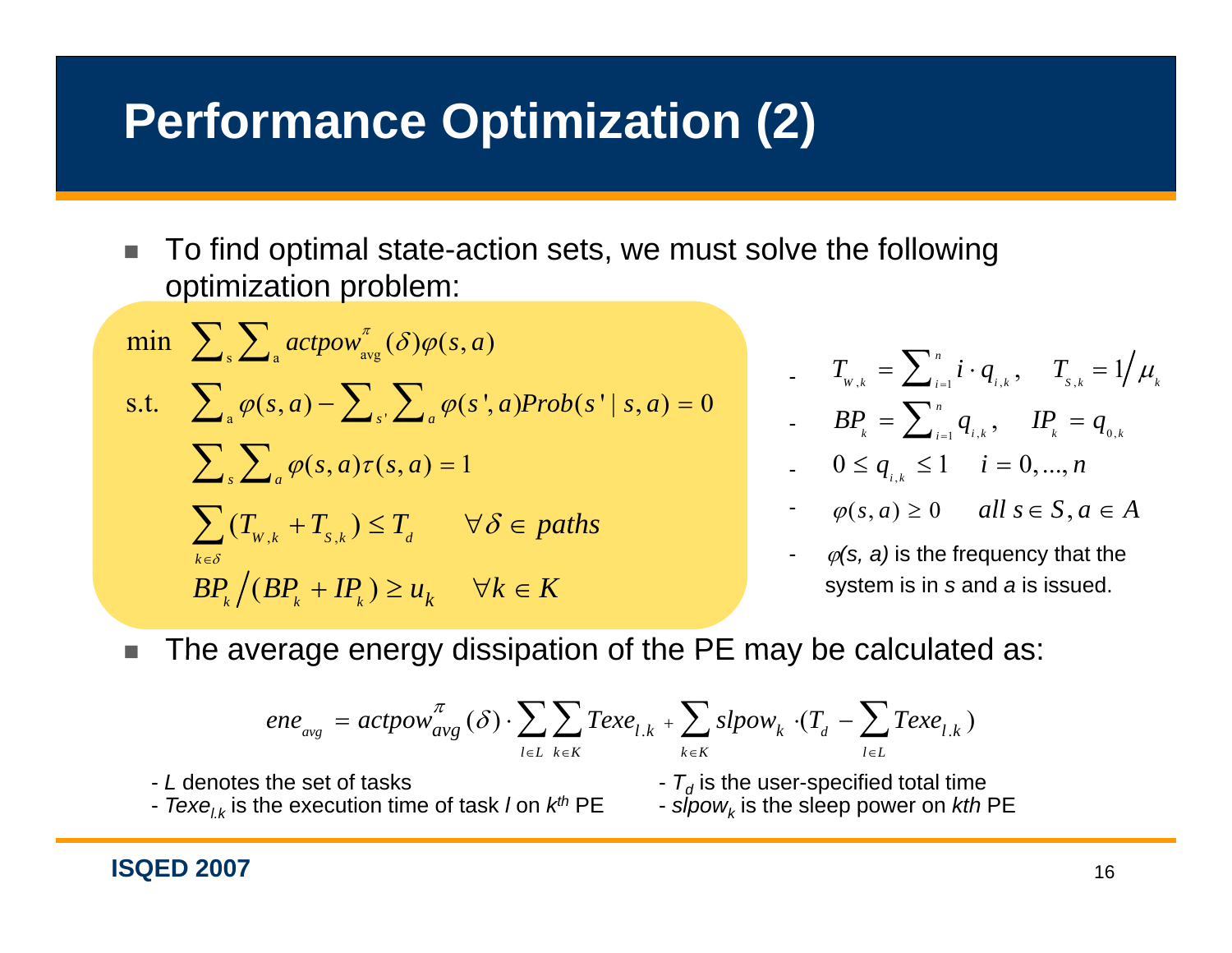# Performance Optimization (2)

- To find optimal state-action sets, we must solve the following optimization problem:

$$
\begin{aligned}
\min \quad & \sum_{s} \sum_{a} actpow_{avg}^{\pi}(\delta)\varphi(s,a) \\
\text{s.t.} \quad & \sum_{a} \varphi(s,a) - \sum_{s'} \sum_{a} \varphi(s',a) Prob(s' \mid s,a) = 0 \\
& \sum_{s} \sum_{a} \varphi(s,a)\tau(s,a) = 1 \\
& \sum_{k \in \delta} (T_{W,k} + T_{S,k}) \le T_d \qquad \forall \delta \in paths \\
& BP_k \big/ (BP_k + IP_k) \ge u_k \qquad \forall k \in K
\end{aligned}
$$

- $T_{W,k} = \sum_{i=1}^{n} i \cdot q_{i,k}, \quad T_{S,k} = 1 \big/ \mu_k$
- $BP_k = \sum_{i=1}^{n} q_{i,k}, \quad IP_k = q_{0,k}$
- $0 \le q_{i,k} \le 1 \quad i = 0, \ldots, n$
- $\varphi(s,a) \ge 0 \quad all\ s \in S, a \in A$
- $\varphi(s, a)$ is the frequency that the system is in *s* and *a* is issued.

- The average energy dissipation of the PE may be calculated as:

$$
ene_{avg} = actpow_{avg}^{\pi}(\delta) \cdot \sum_{l \in L} \sum_{k \in K} Texe_{l.k} + \sum_{k \in K} slpow_k \cdot (T_d - \sum_{l \in L} Texe_{l.k})
$$

- $L$ denotes the set of tasks
- $Texe_{l.k}$ is the execution time of task $l$ on $k^{th}$ PE
- $T_d$ is the user-specified total time
- $slpow_k$ is the sleep power on *kth* PE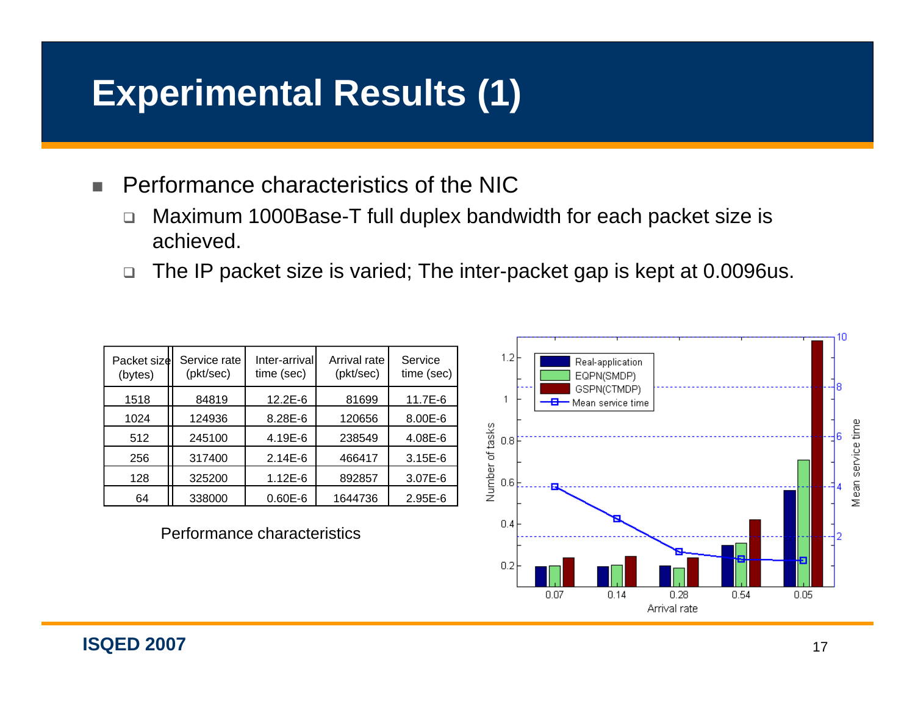# Experimental Results (1)

- Performance characteristics of the NIC
  - Maximum 1000Base-T full duplex bandwidth for each packet size is achieved.
  - The IP packet size is varied; The inter-packet gap is kept at 0.0096us.

| Packet size (bytes) | Service rate (pkt/sec) | Inter-arrival time (sec) | Arrival rate (pkt/sec) | Service time (sec) |
|---|---|---|---|---|
| 1518 | 84819 | 12.2E-6 | 81699 | 11.7E-6 |
| 1024 | 124936 | 8.28E-6 | 120656 | 8.00E-6 |
| 512 | 245100 | 4.19E-6 | 238549 | 4.08E-6 |
| 256 | 317400 | 2.14E-6 | 466417 | 3.15E-6 |
| 128 | 325200 | 1.12E-6 | 892857 | 3.07E-6 |
| 64 | 338000 | 0.60E-6 | 1644736 | 2.95E-6 |

Performance characteristics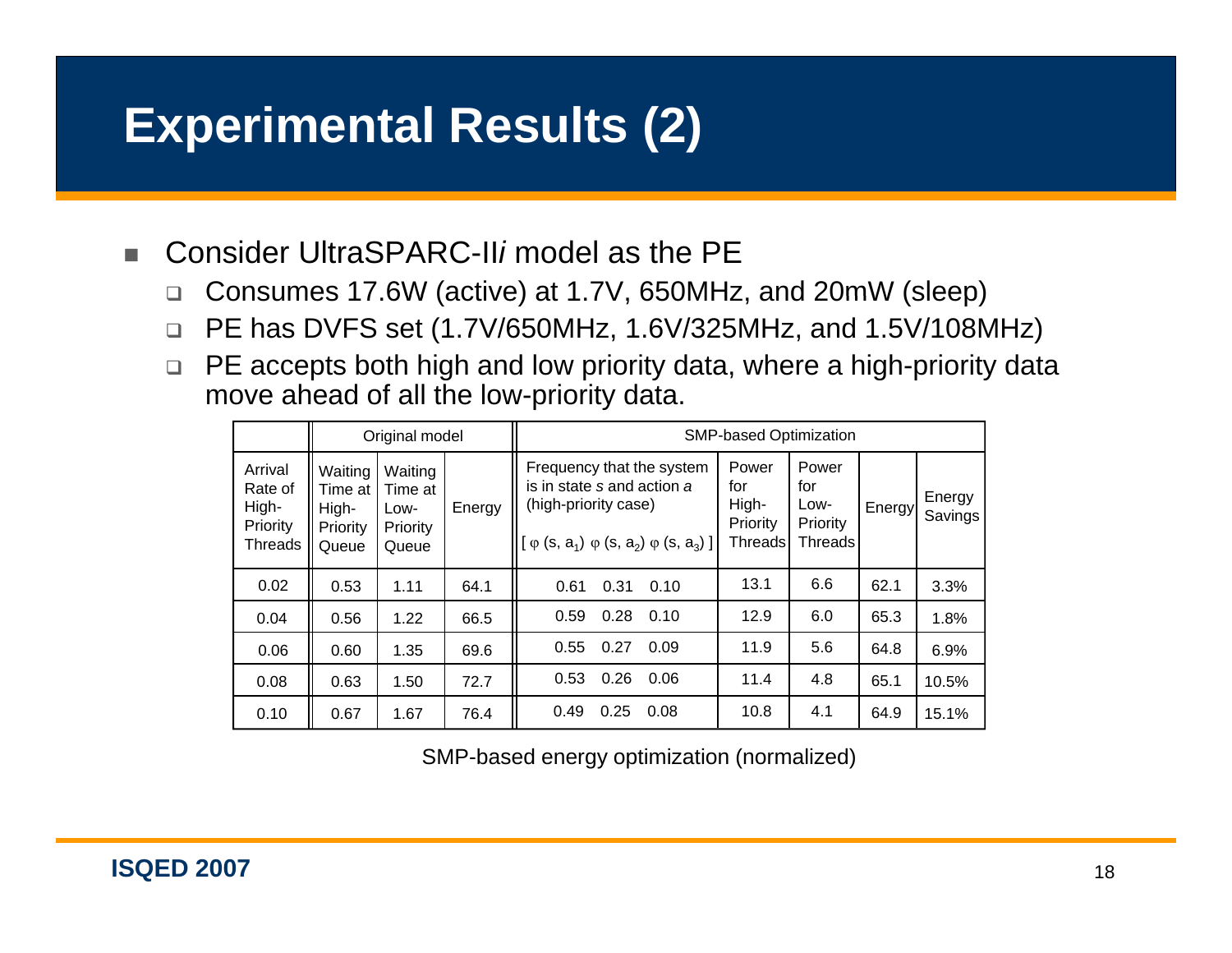# Experimental Results (2)

- Consider UltraSPARC-II*i* model as the PE
  - Consumes 17.6W (active) at 1.7V, 650MHz, and 20mW (sleep)
  - PE has DVFS set (1.7V/650MHz, 1.6V/325MHz, and 1.5V/108MHz)
  - PE accepts both high and low priority data, where a high-priority data move ahead of all the low-priority data.

| | Original model | | | SMP-based Optimization | | | | | | |
|---|---|---|---|---|---|---|---|---|---|---|
| Arrival Rate of High-Priority Threads | Waiting Time at High-Priority Queue | Waiting Time at Low-Priority Queue | Energy | Frequency that the system is in state *s* and action *a* (high-priority case) $\varphi(s, a_1)$ | $\varphi(s, a_2)$ | $\varphi(s, a_3)$ | Power for High-Priority Threads | Power for Low-Priority Threads | Energy | Energy Savings |
| 0.02 | 0.53 | 1.11 | 64.1 | 0.61 | 0.31 | 0.10 | 13.1 | 6.6 | 62.1 | 3.3% |
| 0.04 | 0.56 | 1.22 | 66.5 | 0.59 | 0.28 | 0.10 | 12.9 | 6.0 | 65.3 | 1.8% |
| 0.06 | 0.60 | 1.35 | 69.6 | 0.55 | 0.27 | 0.09 | 11.9 | 5.6 | 64.8 | 6.9% |
| 0.08 | 0.63 | 1.50 | 72.7 | 0.53 | 0.26 | 0.06 | 11.4 | 4.8 | 65.1 | 10.5% |
| 0.10 | 0.67 | 1.67 | 76.4 | 0.49 | 0.25 | 0.08 | 10.8 | 4.1 | 64.9 | 15.1% |

SMP-based energy optimization (normalized)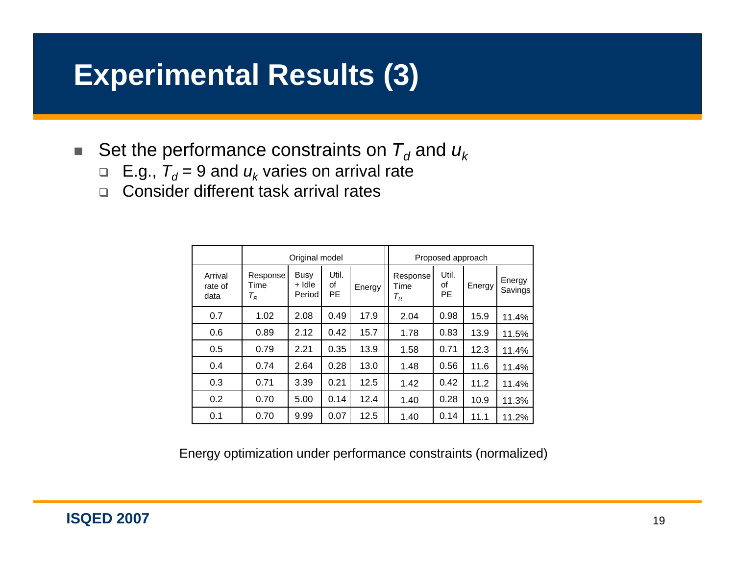# Experimental Results (3)

- Set the performance constraints on $T_d$ and $u_k$
  - E.g., $T_d$ = 9 and $u_k$ varies on arrival rate
  - Consider different task arrival rates

| | Original model | | | | Proposed approach | | | |
|---|---|---|---|---|---|---|---|---|
| Arrival rate of data | Response Time $T_R$ | Busy + Idle Period | Util. of PE | Energy | Response Time $T_R$ | Util. of PE | Energy | Energy Savings |
| 0.7 | 1.02 | 2.08 | 0.49 | 17.9 | 2.04 | 0.98 | 15.9 | 11.4% |
| 0.6 | 0.89 | 2.12 | 0.42 | 15.7 | 1.78 | 0.83 | 13.9 | 11.5% |
| 0.5 | 0.79 | 2.21 | 0.35 | 13.9 | 1.58 | 0.71 | 12.3 | 11.4% |
| 0.4 | 0.74 | 2.64 | 0.28 | 13.0 | 1.48 | 0.56 | 11.6 | 11.4% |
| 0.3 | 0.71 | 3.39 | 0.21 | 12.5 | 1.42 | 0.42 | 11.2 | 11.4% |
| 0.2 | 0.70 | 5.00 | 0.14 | 12.4 | 1.40 | 0.28 | 10.9 | 11.3% |
| 0.1 | 0.70 | 9.99 | 0.07 | 12.5 | 1.40 | 0.14 | 11.1 | 11.2% |

Energy optimization under performance constraints (normalized)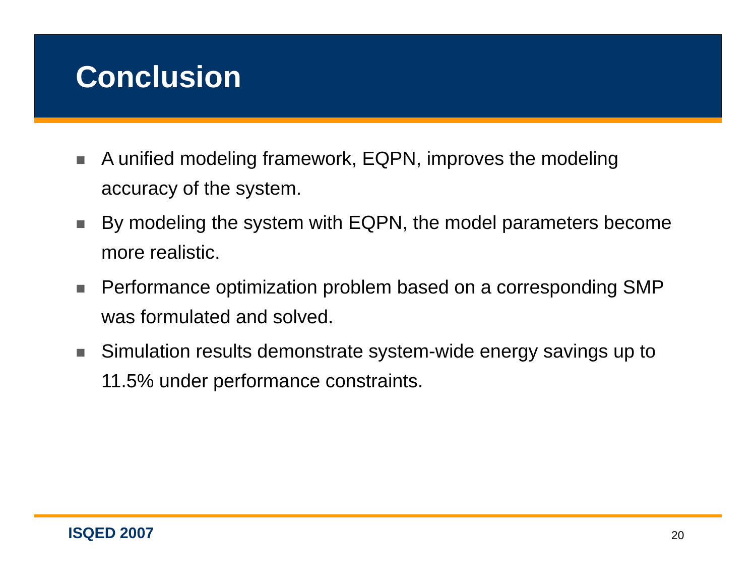# Conclusion

- A unified modeling framework, EQPN, improves the modeling accuracy of the system.
- By modeling the system with EQPN, the model parameters become more realistic.
- Performance optimization problem based on a corresponding SMP was formulated and solved.
- Simulation results demonstrate system-wide energy savings up to 11.5% under performance constraints.